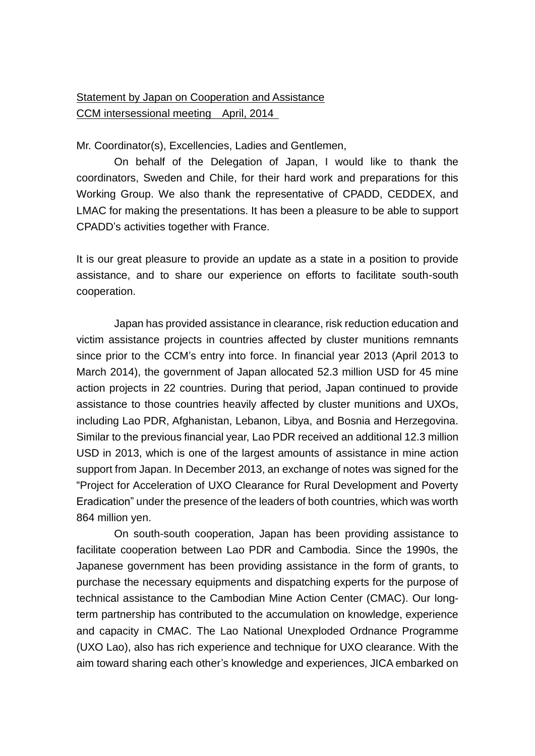Statement by Japan on Cooperation and Assistance
CCM intersessional meeting　April, 2014

Mr. Coordinator(s), Excellencies, Ladies and Gentlemen,

On behalf of the Delegation of Japan, I would like to thank the coordinators, Sweden and Chile, for their hard work and preparations for this Working Group. We also thank the representative of CPADD, CEDDEX, and LMAC for making the presentations. It has been a pleasure to be able to support CPADD's activities together with France.

It is our great pleasure to provide an update as a state in a position to provide assistance, and to share our experience on efforts to facilitate south-south cooperation.

Japan has provided assistance in clearance, risk reduction education and victim assistance projects in countries affected by cluster munitions remnants since prior to the CCM's entry into force. In financial year 2013 (April 2013 to March 2014), the government of Japan allocated 52.3 million USD for 45 mine action projects in 22 countries. During that period, Japan continued to provide assistance to those countries heavily affected by cluster munitions and UXOs, including Lao PDR, Afghanistan, Lebanon, Libya, and Bosnia and Herzegovina. Similar to the previous financial year, Lao PDR received an additional 12.3 million USD in 2013, which is one of the largest amounts of assistance in mine action support from Japan. In December 2013, an exchange of notes was signed for the "Project for Acceleration of UXO Clearance for Rural Development and Poverty Eradication" under the presence of the leaders of both countries, which was worth 864 million yen.

On south-south cooperation, Japan has been providing assistance to facilitate cooperation between Lao PDR and Cambodia. Since the 1990s, the Japanese government has been providing assistance in the form of grants, to purchase the necessary equipments and dispatching experts for the purpose of technical assistance to the Cambodian Mine Action Center (CMAC). Our long-term partnership has contributed to the accumulation on knowledge, experience and capacity in CMAC. The Lao National Unexploded Ordnance Programme (UXO Lao), also has rich experience and technique for UXO clearance. With the aim toward sharing each other's knowledge and experiences, JICA embarked on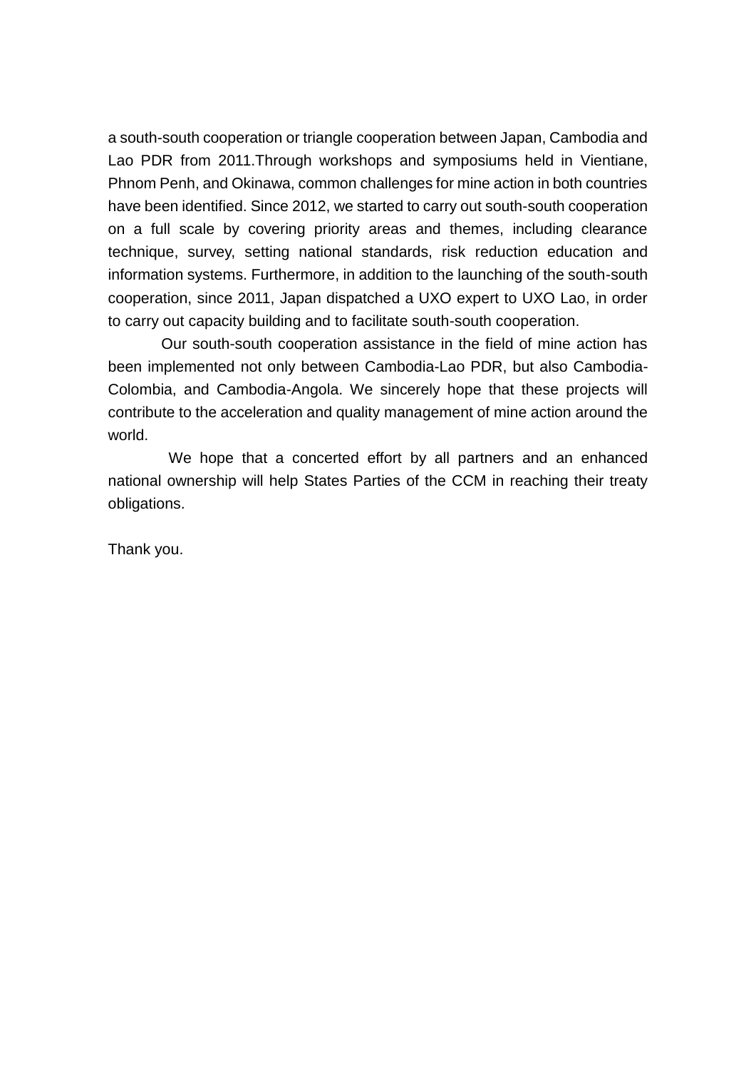a south-south cooperation or triangle cooperation between Japan, Cambodia and Lao PDR from 2011.Through workshops and symposiums held in Vientiane, Phnom Penh, and Okinawa, common challenges for mine action in both countries have been identified. Since 2012, we started to carry out south-south cooperation on a full scale by covering priority areas and themes, including clearance technique, survey, setting national standards, risk reduction education and information systems. Furthermore, in addition to the launching of the south-south cooperation, since 2011, Japan dispatched a UXO expert to UXO Lao, in order to carry out capacity building and to facilitate south-south cooperation.

Our south-south cooperation assistance in the field of mine action has been implemented not only between Cambodia-Lao PDR, but also Cambodia-Colombia, and Cambodia-Angola. We sincerely hope that these projects will contribute to the acceleration and quality management of mine action around the world.

We hope that a concerted effort by all partners and an enhanced national ownership will help States Parties of the CCM in reaching their treaty obligations.

Thank you.